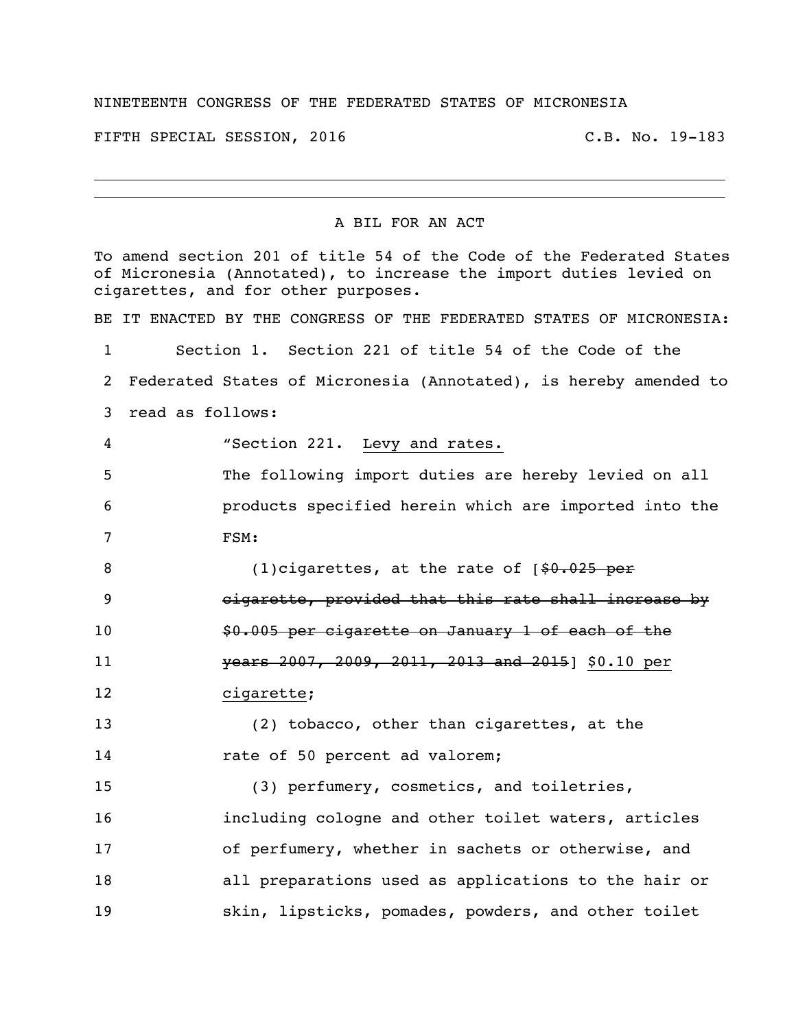NINETEENTH CONGRESS OF THE FEDERATED STATES OF MICRONESIA

FIFTH SPECIAL SESSION, 2016 C.B. No. 19-183

---

A BIL FOR AN ACT

To amend section 201 of title 54 of the Code of the Federated States of Micronesia (Annotated), to increase the import duties levied on cigarettes, and for other purposes.

BE IT ENACTED BY THE CONGRESS OF THE FEDERATED STATES OF MICRONESIA:

1 Section 1. Section 221 of title 54 of the Code of the
2 Federated States of Micronesia (Annotated), is hereby amended to
3 read as follows:

4 "Section 221. <u>Levy and rates.</u>

5 The following import duties are hereby levied on all
6 products specified herein which are imported into the
7 FSM:

8 (1)cigarettes, at the rate of [~~$0.025 per~~
9 ~~cigarette, provided that this rate shall increase by~~
10 ~~$0.005 per cigarette on January 1 of each of the~~
11 ~~years 2007, 2009, 2011, 2013 and 2015~~] <u>$0.10 per</u>
12 <u>cigarette</u>;

13 (2) tobacco, other than cigarettes, at the
14 rate of 50 percent ad valorem;

15 (3) perfumery, cosmetics, and toiletries,
16 including cologne and other toilet waters, articles
17 of perfumery, whether in sachets or otherwise, and
18 all preparations used as applications to the hair or
19 skin, lipsticks, pomades, powders, and other toilet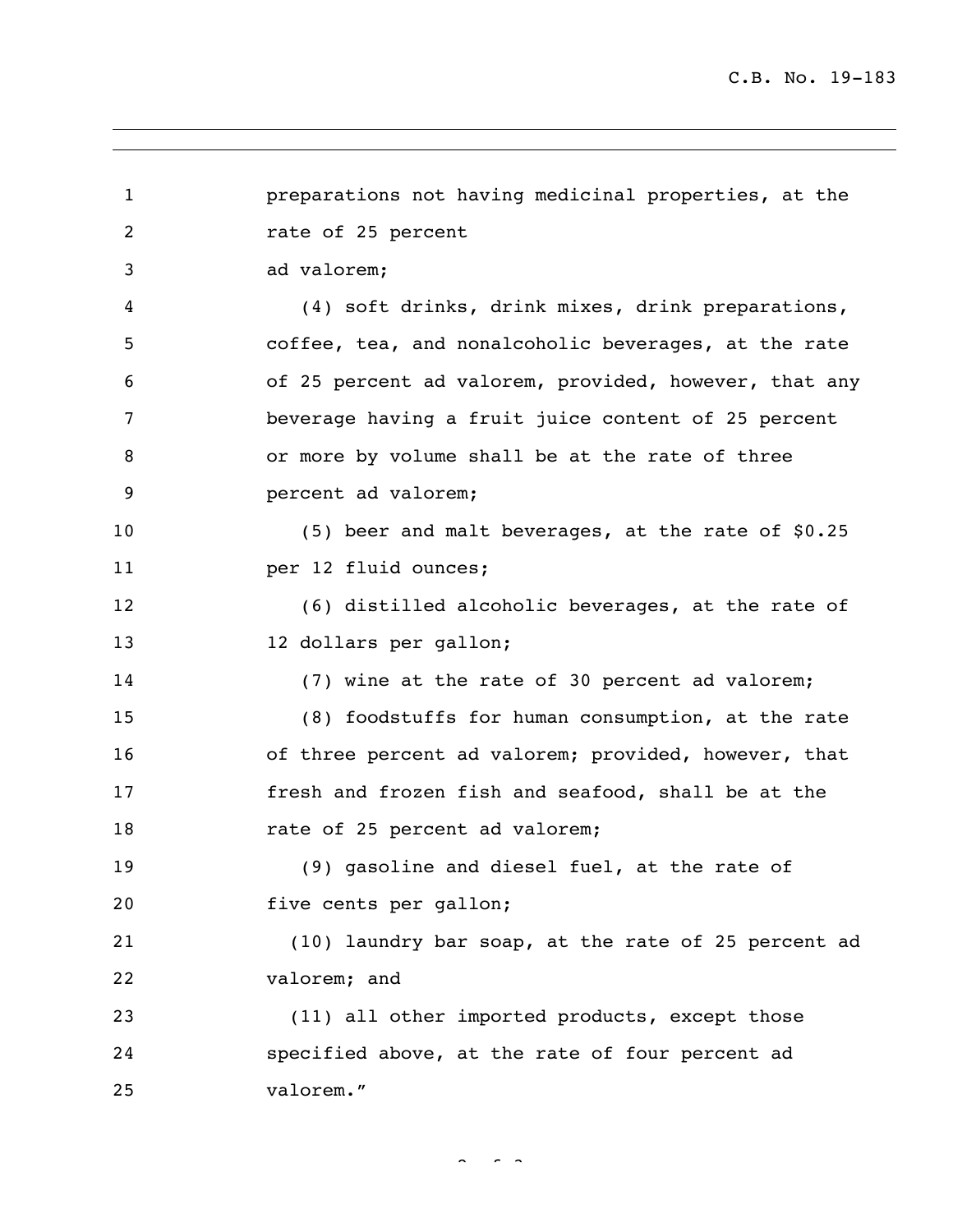preparations not having medicinal properties, at the rate of 25 percent ad valorem;

(4) soft drinks, drink mixes, drink preparations, coffee, tea, and nonalcoholic beverages, at the rate of 25 percent ad valorem, provided, however, that any beverage having a fruit juice content of 25 percent or more by volume shall be at the rate of three percent ad valorem;

(5) beer and malt beverages, at the rate of $0.25 per 12 fluid ounces;

(6) distilled alcoholic beverages, at the rate of 12 dollars per gallon;

(7) wine at the rate of 30 percent ad valorem;

(8) foodstuffs for human consumption, at the rate of three percent ad valorem; provided, however, that fresh and frozen fish and seafood, shall be at the rate of 25 percent ad valorem;

(9) gasoline and diesel fuel, at the rate of five cents per gallon;

(10) laundry bar soap, at the rate of 25 percent ad valorem; and

(11) all other imported products, except those specified above, at the rate of four percent ad valorem."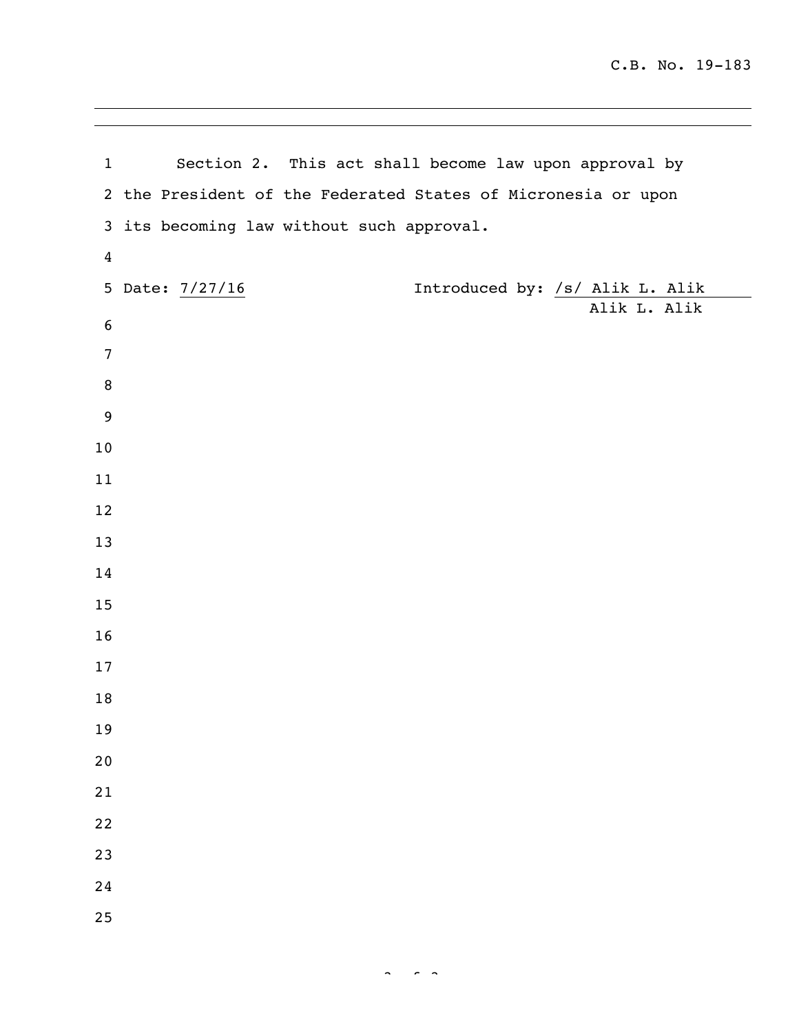Section 2. This act shall become law upon approval by the President of the Federated States of Micronesia or upon its becoming law without such approval.

Date: 7/27/16

Introduced by: /s/ Alik L. Alik
Alik L. Alik